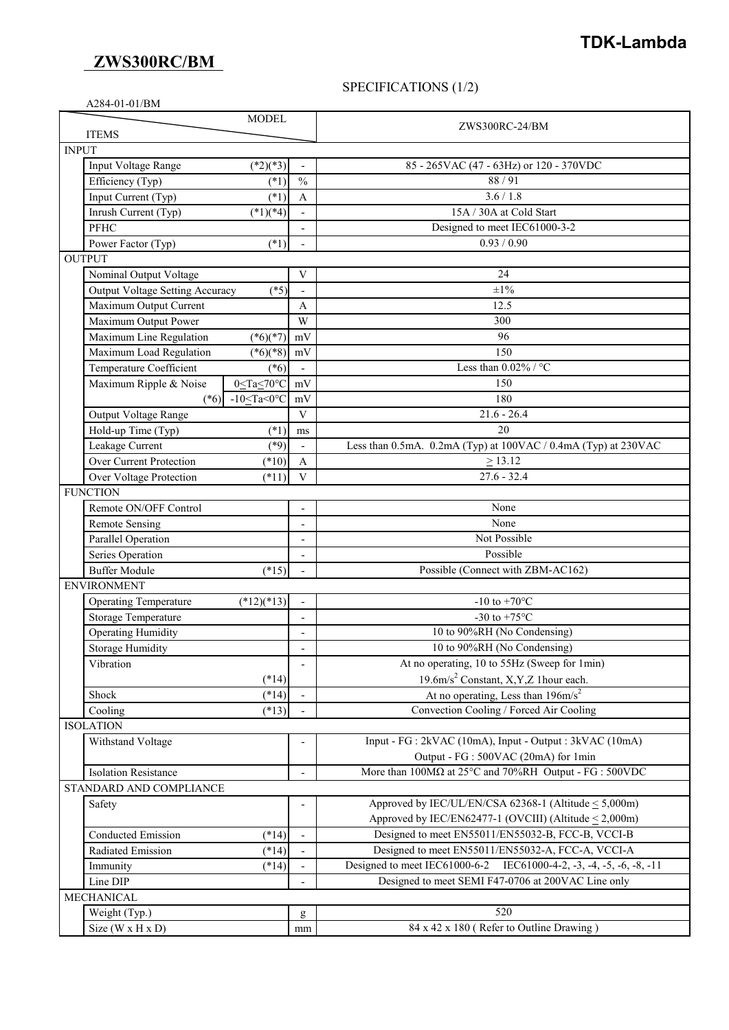# ZWS300RC/BM

TDK-Lambda

## SPECIFICATIONS (1/2)

A284-01-01/BM

| ITEMS | | | MODEL: ZWS300RC-24/BM |
|---|---|---|---|
| **INPUT** | | | |
| Input Voltage Range | (*2)(*3) | - | 85 - 265VAC (47 - 63Hz) or 120 - 370VDC |
| Efficiency (Typ) | (*1) | % | 88 / 91 |
| Input Current (Typ) | (*1) | A | 3.6 / 1.8 |
| Inrush Current (Typ) | (*1)(*4) | - | 15A / 30A at Cold Start |
| PFHC | | - | Designed to meet IEC61000-3-2 |
| Power Factor (Typ) | (*1) | - | 0.93 / 0.90 |
| **OUTPUT** | | | |
| Nominal Output Voltage | | V | 24 |
| Output Voltage Setting Accuracy | (*5) | - | ±1% |
| Maximum Output Current | | A | 12.5 |
| Maximum Output Power | | W | 300 |
| Maximum Line Regulation | (*6)(*7) | mV | 96 |
| Maximum Load Regulation | (*6)(*8) | mV | 150 |
| Temperature Coefficient | (*6) | - | Less than 0.02% / °C |
| Maximum Ripple & Noise (*6) | 0≤Ta≤70°C | mV | 150 |
| | -10≤Ta<0°C | mV | 180 |
| Output Voltage Range | | V | 21.6 - 26.4 |
| Hold-up Time (Typ) | (*1) | ms | 20 |
| Leakage Current | (*9) | - | Less than 0.5mA. 0.2mA (Typ) at 100VAC / 0.4mA (Typ) at 230VAC |
| Over Current Protection | (*10) | A | ≥ 13.12 |
| Over Voltage Protection | (*11) | V | 27.6 - 32.4 |
| **FUNCTION** | | | |
| Remote ON/OFF Control | | - | None |
| Remote Sensing | | - | None |
| Parallel Operation | | - | Not Possible |
| Series Operation | | - | Possible |
| Buffer Module | (*15) | - | Possible (Connect with ZBM-AC162) |
| **ENVIRONMENT** | | | |
| Operating Temperature | (*12)(*13) | - | -10 to +70°C |
| Storage Temperature | | - | -30 to +75°C |
| Operating Humidity | | - | 10 to 90%RH (No Condensing) |
| Storage Humidity | | - | 10 to 90%RH (No Condensing) |
| Vibration | (*14) | - | At no operating, 10 to 55Hz (Sweep for 1min) $19.6m/s^2$ Constant, X,Y,Z 1hour each. |
| Shock | (*14) | - | At no operating, Less than $196m/s^2$ |
| Cooling | (*13) | - | Convection Cooling / Forced Air Cooling |
| **ISOLATION** | | | |
| Withstand Voltage | | - | Input - FG : 2kVAC (10mA), Input - Output : 3kVAC (10mA) Output - FG : 500VAC (20mA) for 1min |
| Isolation Resistance | | - | More than 100MΩ at 25°C and 70%RH Output - FG : 500VDC |
| **STANDARD AND COMPLIANCE** | | | |
| Safety | | - | Approved by IEC/UL/EN/CSA 62368-1 (Altitude ≤ 5,000m) Approved by IEC/EN62477-1 (OVCIII) (Altitude ≤ 2,000m) |
| Conducted Emission | (*14) | - | Designed to meet EN55011/EN55032-B, FCC-B, VCCI-B |
| Radiated Emission | (*14) | - | Designed to meet EN55011/EN55032-A, FCC-A, VCCI-A |
| Immunity | (*14) | - | Designed to meet IEC61000-6-2 IEC61000-4-2, -3, -4, -5, -6, -8, -11 |
| Line DIP | | - | Designed to meet SEMI F47-0706 at 200VAC Line only |
| **MECHANICAL** | | | |
| Weight (Typ.) | | g | 520 |
| Size (W x H x D) | | mm | 84 x 42 x 180 ( Refer to Outline Drawing ) |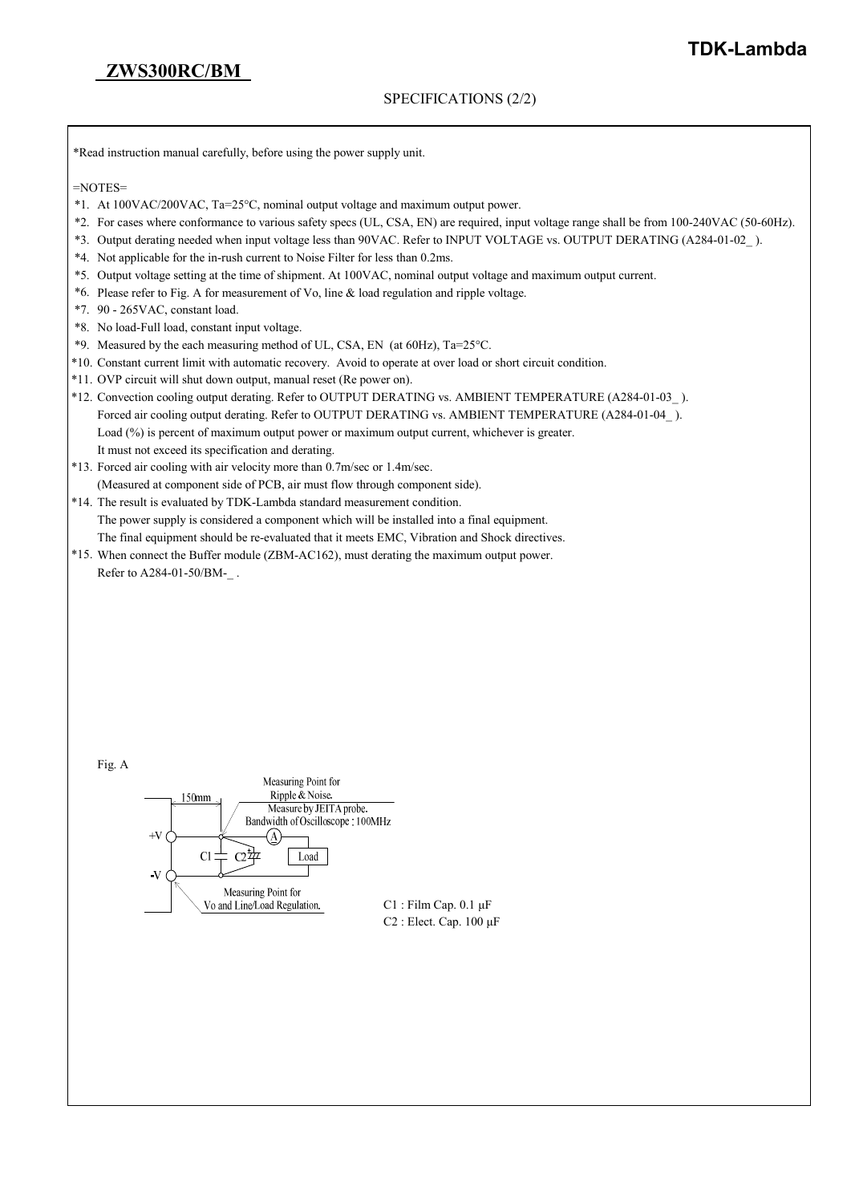# ZWS300RC/BM

SPECIFICATIONS (2/2)

*Read instruction manual carefully, before using the power supply unit.

=NOTES=

*1. At 100VAC/200VAC, Ta=25°C, nominal output voltage and maximum output power.
*2. For cases where conformance to various safety specs (UL, CSA, EN) are required, input voltage range shall be from 100-240VAC (50-60Hz).
*3. Output derating needed when input voltage less than 90VAC. Refer to INPUT VOLTAGE vs. OUTPUT DERATING (A284-01-02_ ).
*4. Not applicable for the in-rush current to Noise Filter for less than 0.2ms.
*5. Output voltage setting at the time of shipment. At 100VAC, nominal output voltage and maximum output current.
*6. Please refer to Fig. A for measurement of Vo, line & load regulation and ripple voltage.
*7. 90 - 265VAC, constant load.
*8. No load-Full load, constant input voltage.
*9. Measured by the each measuring method of UL, CSA, EN (at 60Hz), Ta=25°C.
*10. Constant current limit with automatic recovery. Avoid to operate at over load or short circuit condition.
*11. OVP circuit will shut down output, manual reset (Re power on).
*12. Convection cooling output derating. Refer to OUTPUT DERATING vs. AMBIENT TEMPERATURE (A284-01-03_ ).
Forced air cooling output derating. Refer to OUTPUT DERATING vs. AMBIENT TEMPERATURE (A284-01-04_ ).
Load (%) is percent of maximum output power or maximum output current, whichever is greater.
It must not exceed its specification and derating.
*13. Forced air cooling with air velocity more than 0.7m/sec or 1.4m/sec.
(Measured at component side of PCB, air must flow through component side).
*14. The result is evaluated by TDK-Lambda standard measurement condition.
The power supply is considered a component which will be installed into a final equipment.
The final equipment should be re-evaluated that it meets EMC, Vibration and Shock directives.
*15. When connect the Buffer module (ZBM-AC162), must derating the maximum output power.
Refer to A284-01-50/BM-_ .

Fig. A

150mm

Measuring Point for Ripple & Noise.
Measure by JEITA probe.
Bandwidth of Oscilloscope : 100MHz

+V

-V

C1 C2

A

Load

Measuring Point for Vo and Line/Load Regulation.

C1 : Film Cap. 0.1 μF
C2 : Elect. Cap. 100 μF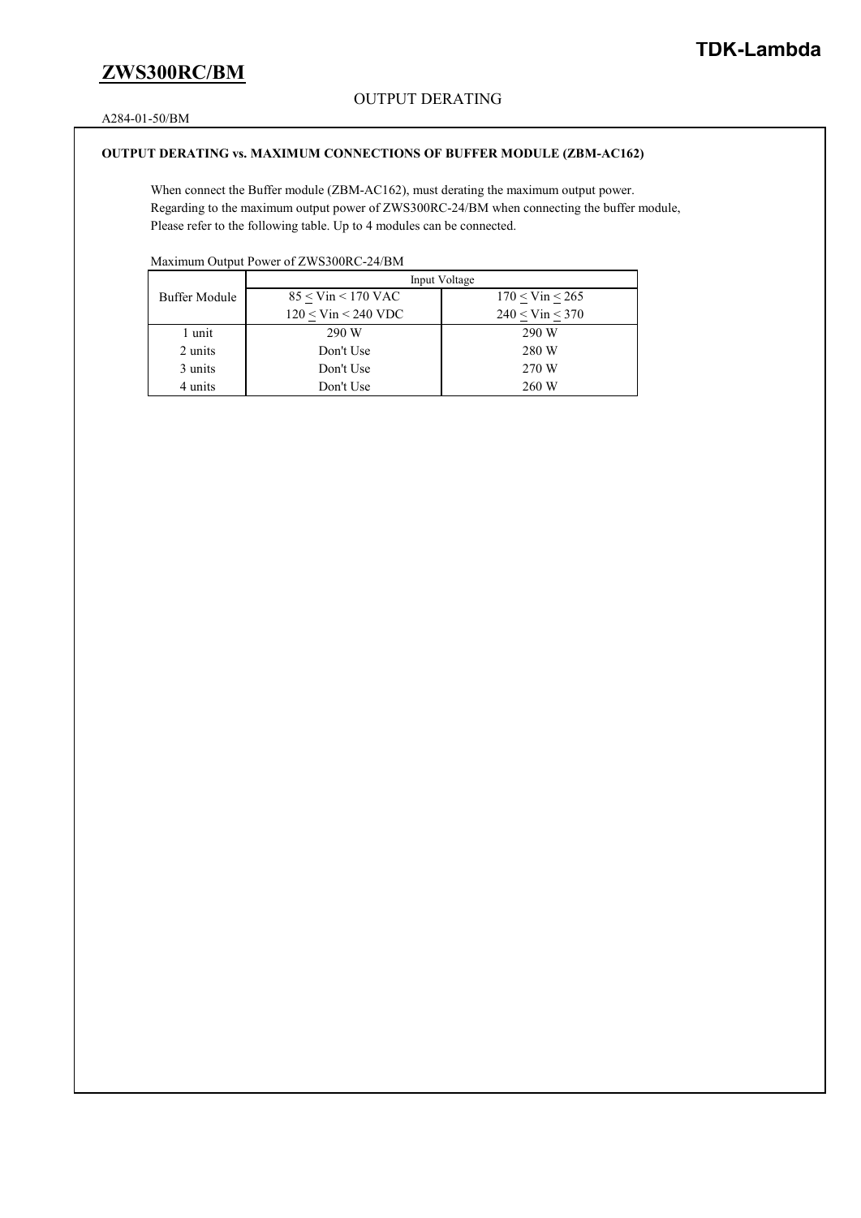# ZWS300RC/BM

## OUTPUT DERATING

A284-01-50/BM

**OUTPUT DERATING vs. MAXIMUM CONNECTIONS OF BUFFER MODULE (ZBM-AC162)**

When connect the Buffer module (ZBM-AC162), must derating the maximum output power.
Regarding to the maximum output power of ZWS300RC-24/BM when connecting the buffer module,
Please refer to the following table. Up to 4 modules can be connected.

Maximum Output Power of ZWS300RC-24/BM

| Buffer Module | Input Voltage | |
|---|---|---|
| | $85 \leq$ Vin < 170 VAC<br>$120 \leq$ Vin < 240 VDC | $170 \leq$ Vin $\leq 265$<br>$240 \leq$ Vin $\leq 370$ |
| 1 unit | 290 W | 290 W |
| 2 units | Don't Use | 280 W |
| 3 units | Don't Use | 270 W |
| 4 units | Don't Use | 260 W |